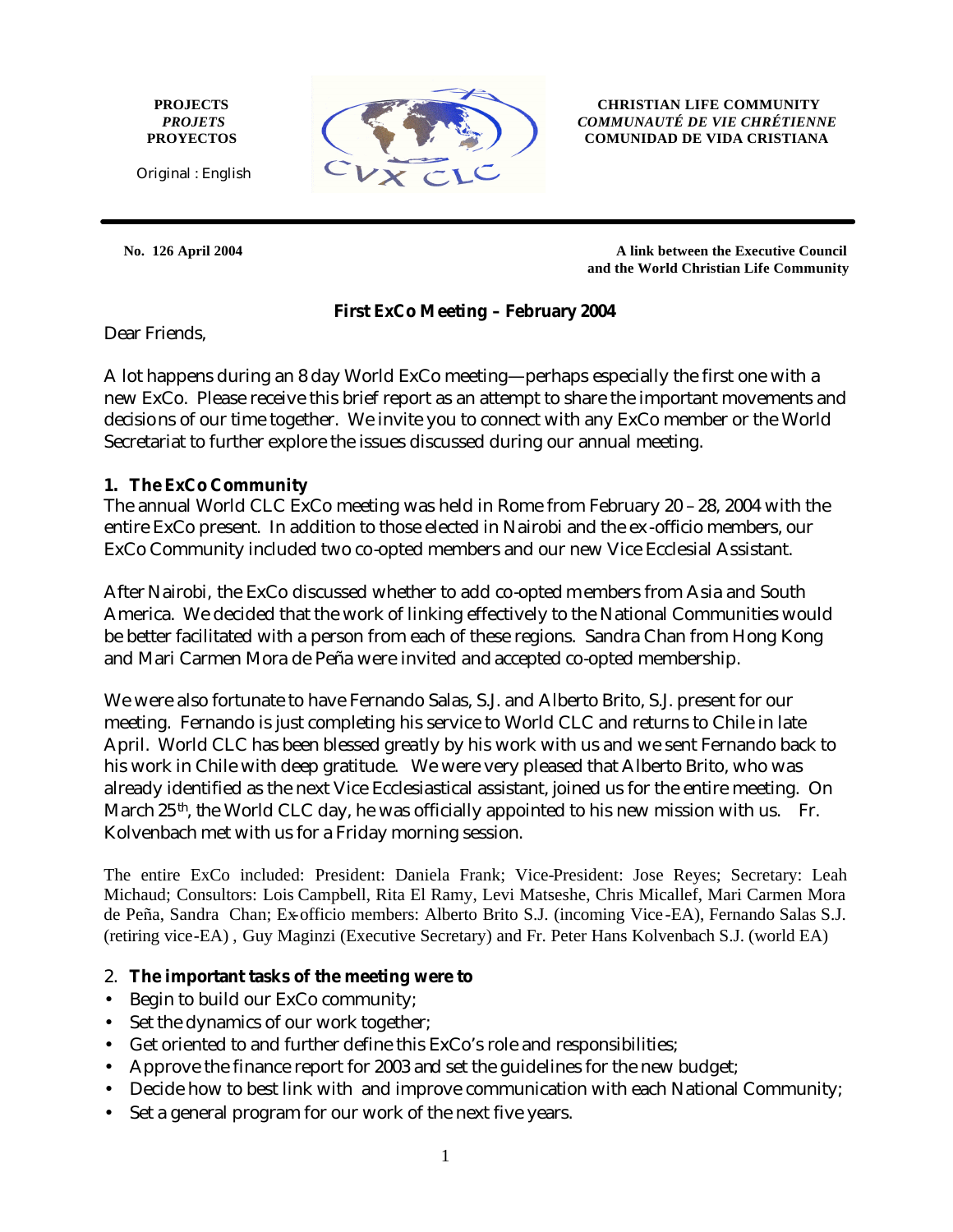**PROJECTS**
***PROJETS***
**PROYECTOS**

Original : English

**CHRISTIAN LIFE COMMUNITY**
***COMMUNAUTÉ DE VIE CHRÉTIENNE***
**COMUNIDAD DE VIDA CRISTIANA**

---

**No. 126 April 2004**

**A link between the Executive Council and the World Christian Life Community**

## First ExCo Meeting – February 2004

Dear Friends,

A lot happens during an 8 day World ExCo meeting—perhaps especially the first one with a new ExCo. Please receive this brief report as an attempt to share the important movements and decisions of our time together. We invite you to connect with any ExCo member or the World Secretariat to further explore the issues discussed during our annual meeting.

### 1. The ExCo Community

The annual World CLC ExCo meeting was held in Rome from February 20 – 28, 2004 with the entire ExCo present. In addition to those elected in Nairobi and the ex-officio members, our ExCo Community included two co-opted members and our new Vice Ecclesial Assistant.

After Nairobi, the ExCo discussed whether to add co-opted members from Asia and South America. We decided that the work of linking effectively to the National Communities would be better facilitated with a person from each of these regions. Sandra Chan from Hong Kong and Mari Carmen Mora de Peña were invited and accepted co-opted membership.

We were also fortunate to have Fernando Salas, S.J. and Alberto Brito, S.J. present for our meeting. Fernando is just completing his service to World CLC and returns to Chile in late April. World CLC has been blessed greatly by his work with us and we sent Fernando back to his work in Chile with deep gratitude. We were very pleased that Alberto Brito, who was already identified as the next Vice Ecclesiastical assistant, joined us for the entire meeting. On March 25th, the World CLC day, he was officially appointed to his new mission with us. Fr. Kolvenbach met with us for a Friday morning session.

The entire ExCo included: President: Daniela Frank; Vice-President: Jose Reyes; Secretary: Leah Michaud; Consultors: Lois Campbell, Rita El Ramy, Levi Matseshe, Chris Micallef, Mari Carmen Mora de Peña, Sandra Chan; Ex-officio members: Alberto Brito S.J. (incoming Vice-EA), Fernando Salas S.J. (retiring vice-EA) , Guy Maginzi (Executive Secretary) and Fr. Peter Hans Kolvenbach S.J. (world EA)

### 2. The important tasks of the meeting were to

- Begin to build our ExCo community;
- Set the dynamics of our work together;
- Get oriented to and further define this ExCo's role and responsibilities;
- Approve the finance report for 2003 and set the guidelines for the new budget;
- Decide how to best link with and improve communication with each National Community;
- Set a general program for our work of the next five years.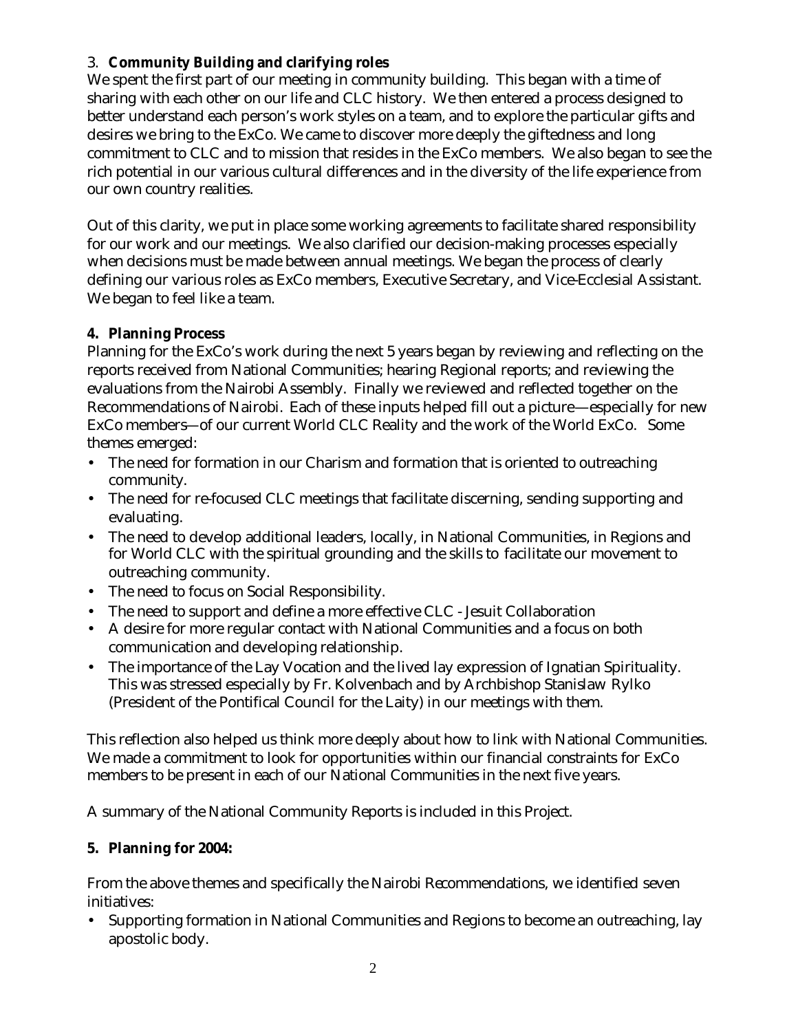### 3. **Community Building and clarifying roles**

We spent the first part of our meeting in community building. This began with a time of sharing with each other on our life and CLC history. We then entered a process designed to better understand each person's work styles on a team, and to explore the particular gifts and desires we bring to the ExCo. We came to discover more deeply the giftedness and long commitment to CLC and to mission that resides in the ExCo members. We also began to see the rich potential in our various cultural differences and in the diversity of the life experience from our own country realities.

Out of this clarity, we put in place some working agreements to facilitate shared responsibility for our work and our meetings. We also clarified our decision-making processes especially when decisions must be made between annual meetings. We began the process of clearly defining our various roles as ExCo members, Executive Secretary, and Vice-Ecclesial Assistant. We began to feel like a team.

### **4. Planning Process**

Planning for the ExCo's work during the next 5 years began by reviewing and reflecting on the reports received from National Communities; hearing Regional reports; and reviewing the evaluations from the Nairobi Assembly. Finally we reviewed and reflected together on the Recommendations of Nairobi. Each of these inputs helped fill out a picture—especially for new ExCo members—of our current World CLC Reality and the work of the World ExCo. Some themes emerged:

- The need for formation in our Charism and formation that is oriented to outreaching community.
- The need for re-focused CLC meetings that facilitate discerning, sending supporting and evaluating.
- The need to develop additional leaders, locally, in National Communities, in Regions and for World CLC with the spiritual grounding and the skills to facilitate our movement to outreaching community.
- The need to focus on Social Responsibility.
- The need to support and define a more effective CLC - Jesuit Collaboration
- A desire for more regular contact with National Communities and a focus on both communication and developing relationship.
- The importance of the Lay Vocation and the lived lay expression of Ignatian Spirituality. This was stressed especially by Fr. Kolvenbach and by Archbishop Stanislaw Rylko (President of the Pontifical Council for the Laity) in our meetings with them.

This reflection also helped us think more deeply about how to link with National Communities. We made a commitment to look for opportunities within our financial constraints for ExCo members to be present in each of our National Communities in the next five years.

A summary of the National Community Reports is included in this Project.

### **5. Planning for 2004:**

From the above themes and specifically the Nairobi Recommendations, we identified seven initiatives:

- Supporting formation in National Communities and Regions to become an outreaching, lay apostolic body.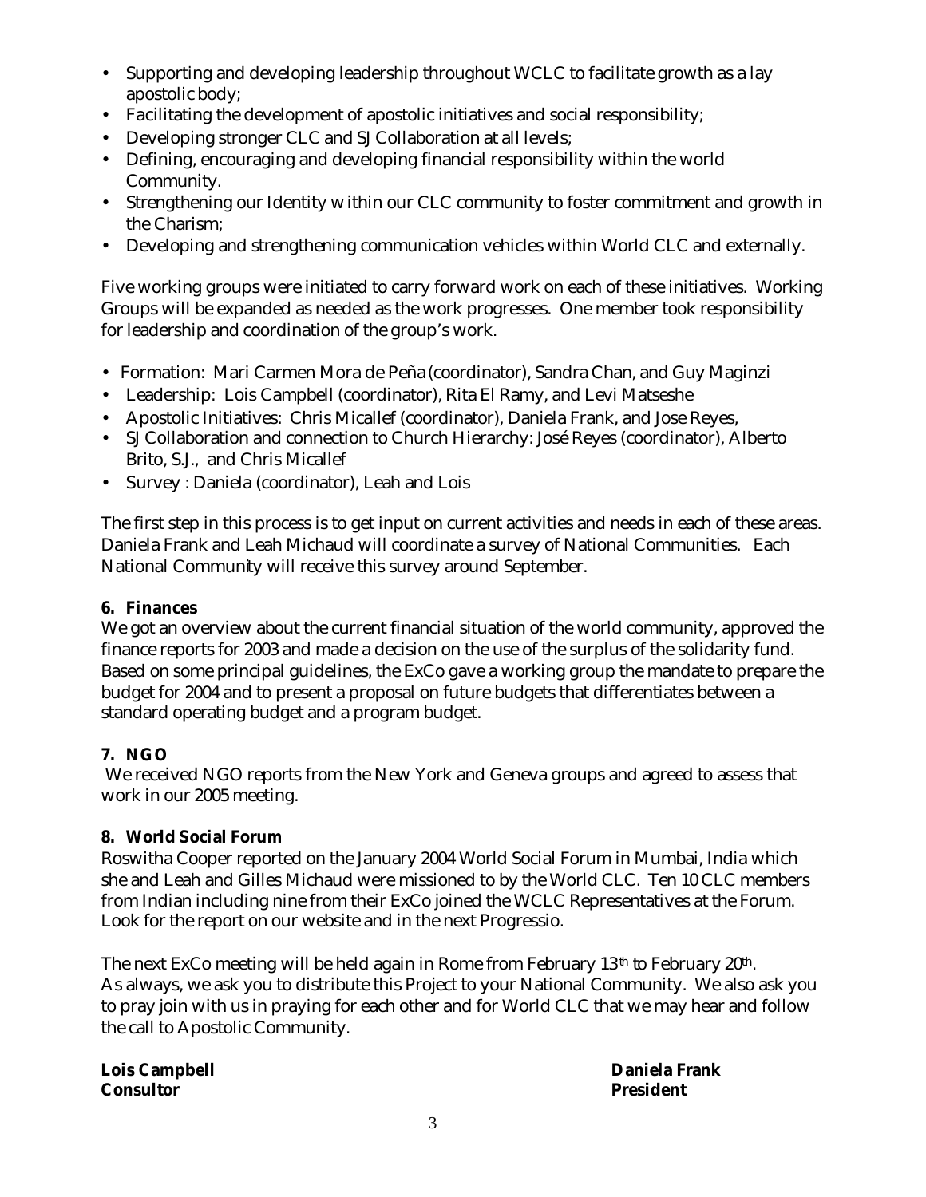- Supporting and developing leadership throughout WCLC to facilitate growth as a lay apostolic body;
- Facilitating the development of apostolic initiatives and social responsibility;
- Developing stronger CLC and SJ Collaboration at all levels;
- Defining, encouraging and developing financial responsibility within the world Community.
- Strengthening our Identity within our CLC community to foster commitment and growth in the Charism;
- Developing and strengthening communication vehicles within World CLC and externally.

Five working groups were initiated to carry forward work on each of these initiatives. Working Groups will be expanded as needed as the work progresses. One member took responsibility for leadership and coordination of the group's work.

- Formation: Mari Carmen Mora de Peña (coordinator), Sandra Chan, and Guy Maginzi
- Leadership: Lois Campbell (coordinator), Rita El Ramy, and Levi Matseshe
- Apostolic Initiatives: Chris Micallef (coordinator), Daniela Frank, and Jose Reyes,
- SJ Collaboration and connection to Church Hierarchy: José Reyes (coordinator), Alberto Brito, S.J., and Chris Micallef
- Survey : Daniela (coordinator), Leah and Lois

The first step in this process is to get input on current activities and needs in each of these areas. Daniela Frank and Leah Michaud will coordinate a survey of National Communities. Each National Community will receive this survey around September.

**6. Finances**

We got an overview about the current financial situation of the world community, approved the finance reports for 2003 and made a decision on the use of the surplus of the solidarity fund. Based on some principal guidelines, the ExCo gave a working group the mandate to prepare the budget for 2004 and to present a proposal on future budgets that differentiates between a standard operating budget and a program budget.

**7. NGO**

We received NGO reports from the New York and Geneva groups and agreed to assess that work in our 2005 meeting.

**8. World Social Forum**

Roswitha Cooper reported on the January 2004 World Social Forum in Mumbai, India which she and Leah and Gilles Michaud were missioned to by the World CLC. Ten 10 CLC members from Indian including nine from their ExCo joined the WCLC Representatives at the Forum. Look for the report on our website and in the next Progressio.

The next ExCo meeting will be held again in Rome from February 13th to February 20th. As always, we ask you to distribute this Project to your National Community. We also ask you to pray join with us in praying for each other and for World CLC that we may hear and follow the call to Apostolic Community.

**Lois Campbell**
**Consultor**

**Daniela Frank**
**President**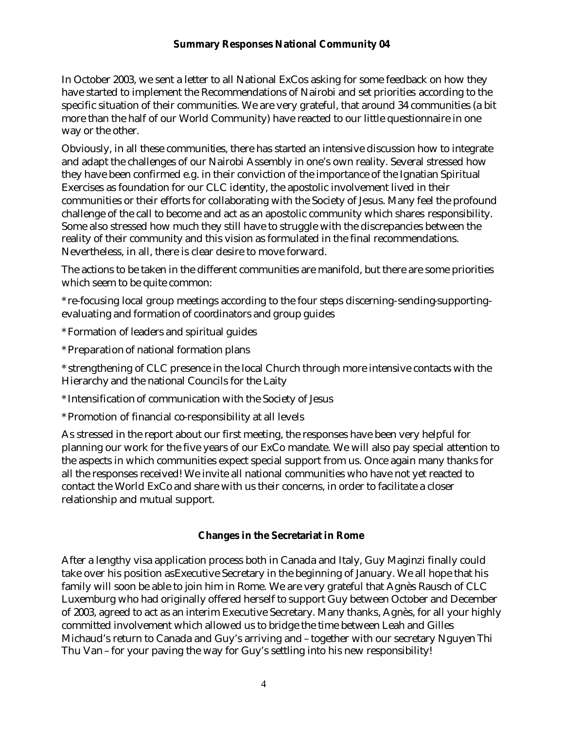## Summary Responses National Community 04

In October 2003, we sent a letter to all National ExCos asking for some feedback on how they have started to implement the Recommendations of Nairobi and set priorities according to the specific situation of their communities. We are very grateful, that around 34 communities (a bit more than the half of our World Community) have reacted to our little questionnaire in one way or the other.

Obviously, in all these communities, there has started an intensive discussion how to integrate and adapt the challenges of our Nairobi Assembly in one's own reality. Several stressed how they have been confirmed e.g. in their conviction of the importance of the Ignatian Spiritual Exercises as foundation for our CLC identity, the apostolic involvement lived in their communities or their efforts for collaborating with the Society of Jesus. Many feel the profound challenge of the call to become and act as an apostolic community which shares responsibility. Some also stressed how much they still have to struggle with the discrepancies between the reality of their community and this vision as formulated in the final recommendations. Nevertheless, in all, there is clear desire to move forward.

The actions to be taken in the different communities are manifold, but there are some priorities which seem to be quite common:

*re-focusing local group meetings according to the four steps discerning-sending-supporting-evaluating and formation of coordinators and group guides

*Formation of leaders and spiritual guides

*Preparation of national formation plans

*strengthening of CLC presence in the local Church through more intensive contacts with the Hierarchy and the national Councils for the Laity

*Intensification of communication with the Society of Jesus

*Promotion of financial co-responsibility at all levels

As stressed in the report about our first meeting, the responses have been very helpful for planning our work for the five years of our ExCo mandate. We will also pay special attention to the aspects in which communities expect special support from us. Once again many thanks for all the responses received! We invite all national communities who have not yet reacted to contact the World ExCo and share with us their concerns, in order to facilitate a closer relationship and mutual support.

## Changes in the Secretariat in Rome

After a lengthy visa application process both in Canada and Italy, Guy Maginzi finally could take over his position asExecutive Secretary in the beginning of January. We all hope that his family will soon be able to join him in Rome. We are very grateful that Agnès Rausch of CLC Luxemburg who had originally offered herself to support Guy between October and December of 2003, agreed to act as an interim Executive Secretary. Many thanks, Agnès, for all your highly committed involvement which allowed us to bridge the time between Leah and Gilles Michaud's return to Canada and Guy's arriving and – together with our secretary Nguyen Thi Thu Van – for your paving the way for Guy's settling into his new responsibility!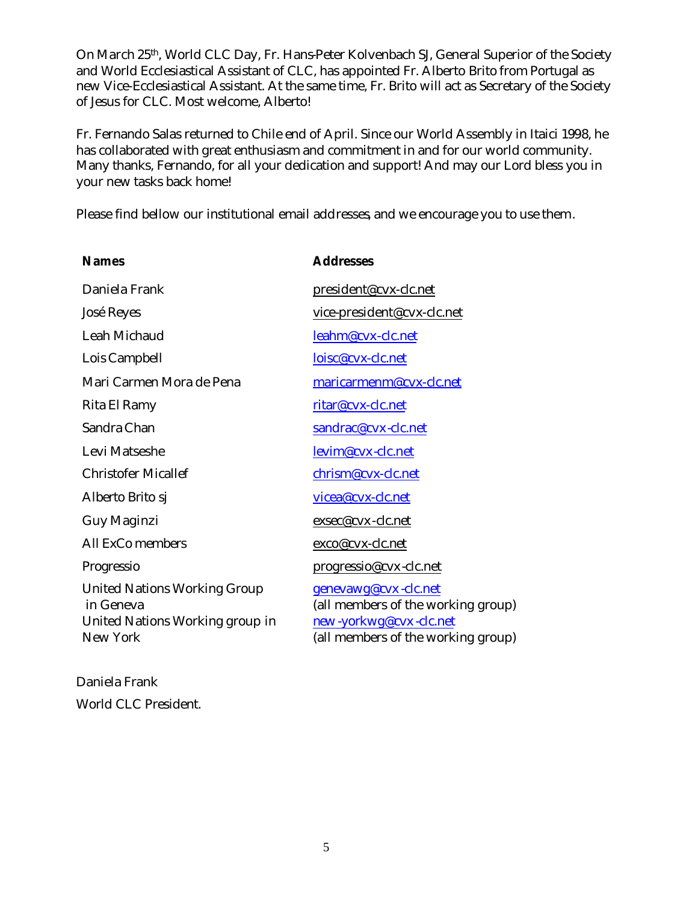On March 25th, World CLC Day, Fr. Hans-Peter Kolvenbach SJ, General Superior of the Society and World Ecclesiastical Assistant of CLC, has appointed Fr. Alberto Brito from Portugal as new Vice-Ecclesiastical Assistant. At the same time, Fr. Brito will act as Secretary of the Society of Jesus for CLC. Most welcome, Alberto!

Fr. Fernando Salas returned to Chile end of April. Since our World Assembly in Itaici 1998, he has collaborated with great enthusiasm and commitment in and for our world community. Many thanks, Fernando, for all your dedication and support! And may our Lord bless you in your new tasks back home!

Please find bellow our institutional email addresses, and we encourage you to use them.

| **Names** | **Addresses** |
|---|---|
| Daniela Frank | president@cvx-clc.net |
| José Reyes | vice-president@cvx-clc.net |
| Leah Michaud | leahm@cvx-clc.net |
| Lois Campbell | loisc@cvx-clc.net |
| Mari Carmen Mora de Pena | maricarmenm@cvx-clc.net |
| Rita El Ramy | ritar@cvx-clc.net |
| Sandra Chan | sandrac@cvx-clc.net |
| Levi Matseshe | levim@cvx-clc.net |
| Christofer Micallef | chrism@cvx-clc.net |
| Alberto Brito sj | vicea@cvx-clc.net |
| Guy Maginzi | exsec@cvx-clc.net |
| All ExCo members | exco@cvx-clc.net |
| Progressio | progressio@cvx-clc.net |
| United Nations Working Group in Geneva | genevawg@cvx-clc.net (all members of the working group) |
| United Nations Working group in New York | new-yorkwg@cvx-clc.net (all members of the working group) |

Daniela Frank

World CLC President.